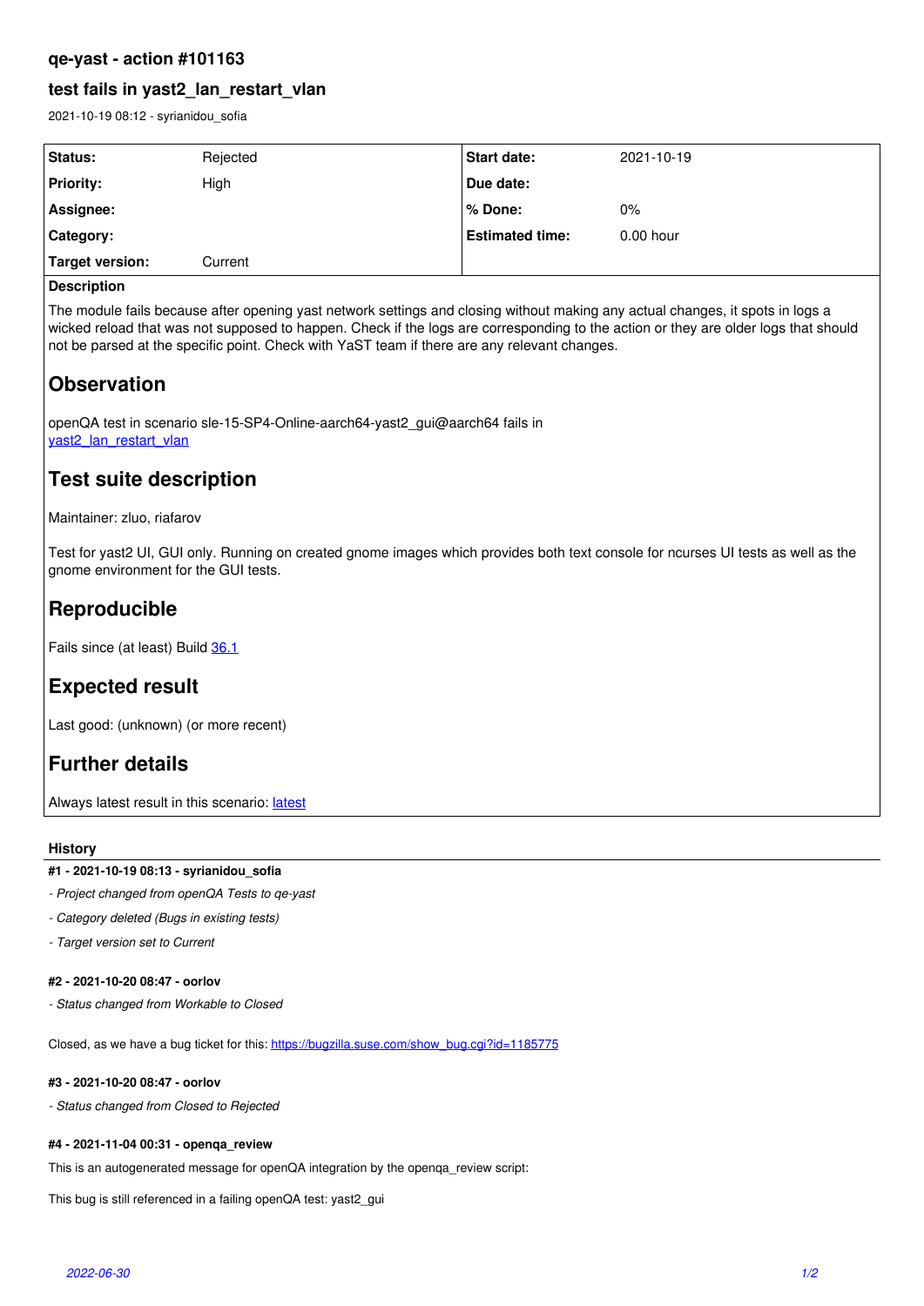# qe-yast - action #101163

## test fails in yast2_lan_restart_vlan

2021-10-19 08:12 - syrianidou_sofia

| Status: | Rejected | Start date: | 2021-10-19 |
|---|---|---|---|
| Priority: | High | Due date: | |
| Assignee: | | % Done: | 0% |
| Category: | | Estimated time: | 0.00 hour |
| Target version: | Current | | |

**Description**

The module fails because after opening yast network settings and closing without making any actual changes, it spots in logs a wicked reload that was not supposed to happen. Check if the logs are corresponding to the action or they are older logs that should not be parsed at the specific point. Check with YaST team if there are any relevant changes.

# Observation

openQA test in scenario sle-15-SP4-Online-aarch64-yast2_gui@aarch64 fails in
yast2_lan_restart_vlan

# Test suite description

Maintainer: zluo, riafarov

Test for yast2 UI, GUI only. Running on created gnome images which provides both text console for ncurses UI tests as well as the gnome environment for the GUI tests.

# Reproducible

Fails since (at least) Build 36.1

# Expected result

Last good: (unknown) (or more recent)

# Further details

Always latest result in this scenario: latest

### History

#### #1 - 2021-10-19 08:13 - syrianidou_sofia

- *Project changed from openQA Tests to qe-yast*
- *Category deleted (Bugs in existing tests)*
- *Target version set to Current*

#### #2 - 2021-10-20 08:47 - oorlov

- *Status changed from Workable to Closed*

Closed, as we have a bug ticket for this: https://bugzilla.suse.com/show_bug.cgi?id=1185775

#### #3 - 2021-10-20 08:47 - oorlov

- *Status changed from Closed to Rejected*

#### #4 - 2021-11-04 00:31 - openqa_review

This is an autogenerated message for openQA integration by the openqa_review script:

This bug is still referenced in a failing openQA test: yast2_gui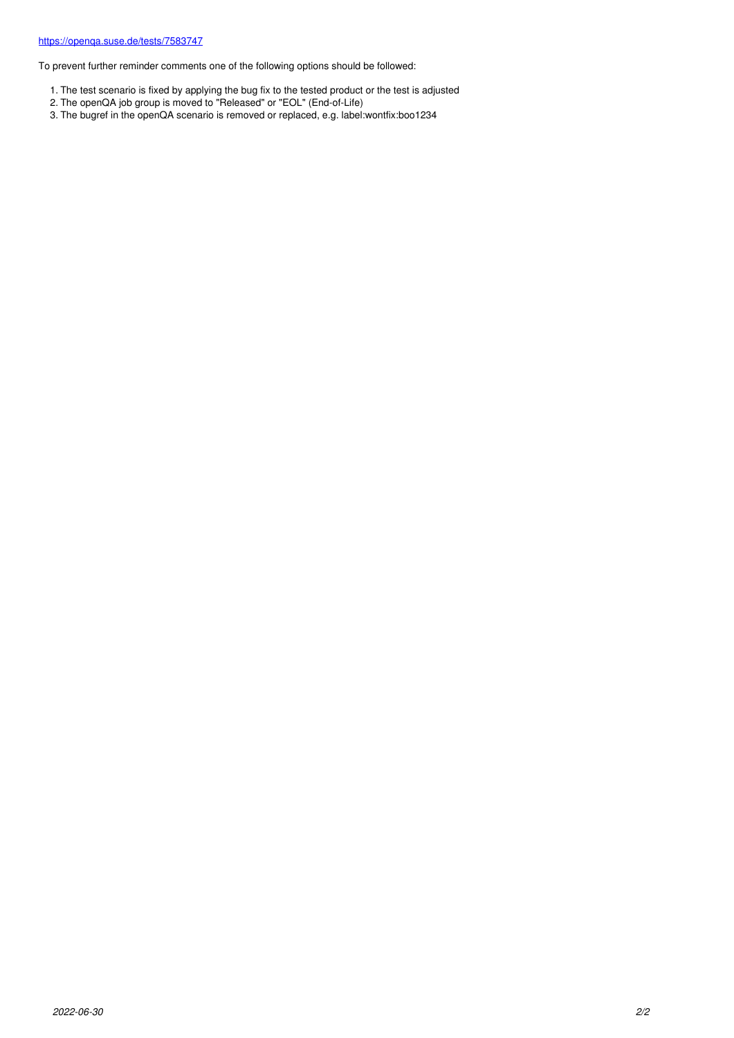https://openqa.suse.de/tests/7583747

To prevent further reminder comments one of the following options should be followed:

1. The test scenario is fixed by applying the bug fix to the tested product or the test is adjusted
2. The openQA job group is moved to "Released" or "EOL" (End-of-Life)
3. The bugref in the openQA scenario is removed or replaced, e.g. label:wontfix:boo1234